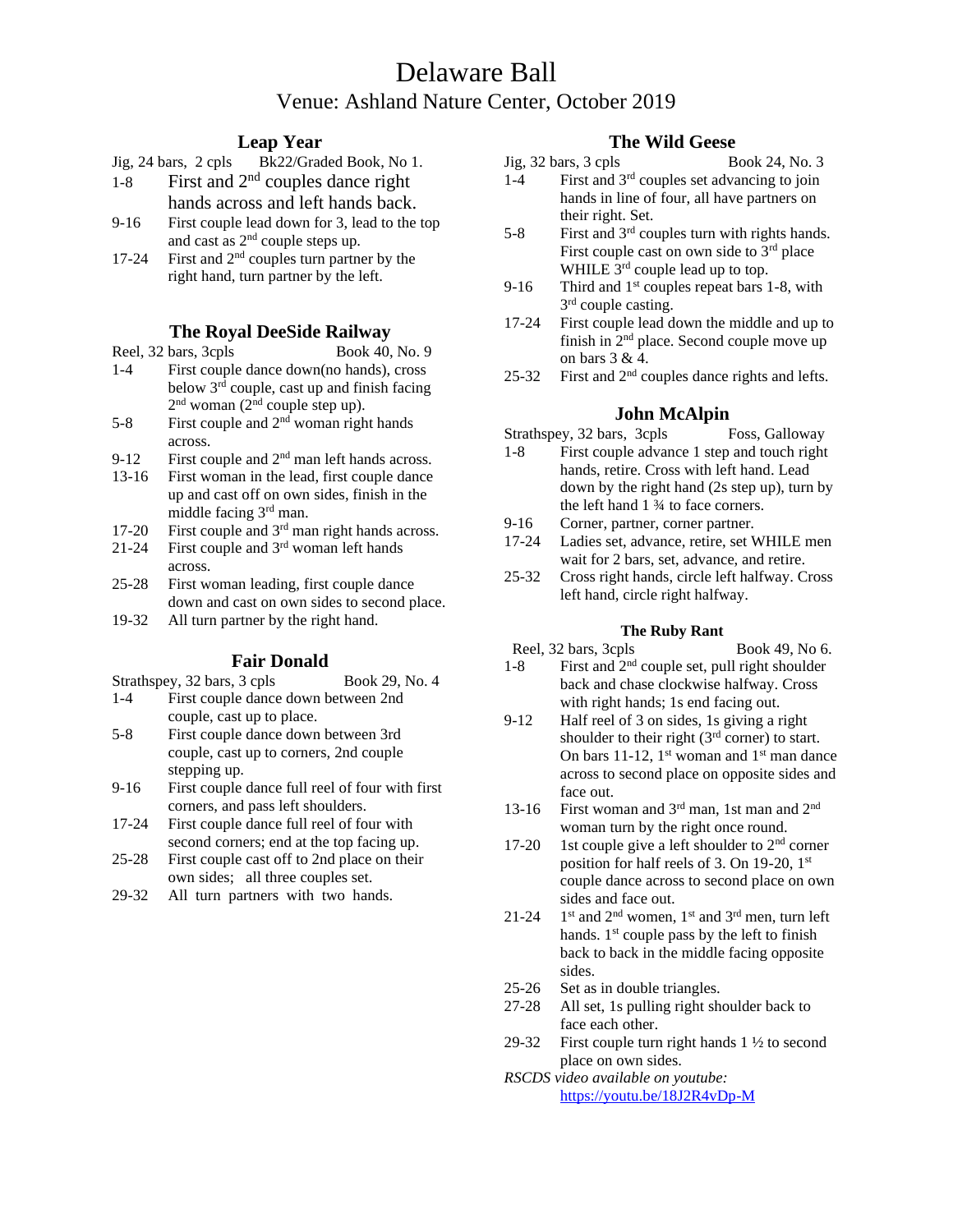# Delaware Ball

## Venue: Ashland Nature Center, October 2019

### Leap Year

Jig, 24 bars, 2 cpls Bk22/Graded Book, No 1.

- 1-8 First and 2nd couples dance right hands across and left hands back.
- 9-16 First couple lead down for 3, lead to the top and cast as 2nd couple steps up.
- 17-24 First and 2nd couples turn partner by the right hand, turn partner by the left.

### The Royal DeeSide Railway

Reel, 32 bars, 3cpls Book 40, No. 9

- 1-4 First couple dance down(no hands), cross below 3rd couple, cast up and finish facing 2nd woman (2nd couple step up).
- 5-8 First couple and 2nd woman right hands across.
- 9-12 First couple and 2nd man left hands across.
- 13-16 First woman in the lead, first couple dance up and cast off on own sides, finish in the middle facing 3rd man.
- 17-20 First couple and 3rd man right hands across.
- 21-24 First couple and 3rd woman left hands across.
- 25-28 First woman leading, first couple dance down and cast on own sides to second place.
- 19-32 All turn partner by the right hand.

### Fair Donald

Strathspey, 32 bars, 3 cpls Book 29, No. 4

- 1-4 First couple dance down between 2nd couple, cast up to place.
- 5-8 First couple dance down between 3rd couple, cast up to corners, 2nd couple stepping up.
- 9-16 First couple dance full reel of four with first corners, and pass left shoulders.
- 17-24 First couple dance full reel of four with second corners; end at the top facing up.
- 25-28 First couple cast off to 2nd place on their own sides; all three couples set.
- 29-32 All turn partners with two hands.

### The Wild Geese

Jig, 32 bars, 3 cpls Book 24, No. 3

- 1-4 First and 3rd couples set advancing to join hands in line of four, all have partners on their right. Set.
- 5-8 First and 3rd couples turn with rights hands. First couple cast on own side to 3rd place WHILE 3rd couple lead up to top.
- 9-16 Third and 1st couples repeat bars 1-8, with 3rd couple casting.
- 17-24 First couple lead down the middle and up to finish in 2nd place. Second couple move up on bars 3 & 4.
- 25-32 First and 2nd couples dance rights and lefts.

### John McAlpin

Strathspey, 32 bars, 3cpls Foss, Galloway

- 1-8 First couple advance 1 step and touch right hands, retire. Cross with left hand. Lead down by the right hand (2s step up), turn by the left hand 1 ¾ to face corners.
- 9-16 Corner, partner, corner partner.
- 17-24 Ladies set, advance, retire, set WHILE men wait for 2 bars, set, advance, and retire.
- 25-32 Cross right hands, circle left halfway. Cross left hand, circle right halfway.

### The Ruby Rant

Reel, 32 bars, 3cpls Book 49, No 6.

- 1-8 First and 2nd couple set, pull right shoulder back and chase clockwise halfway. Cross with right hands; 1s end facing out.
- 9-12 Half reel of 3 on sides, 1s giving a right shoulder to their right (3rd corner) to start. On bars 11-12, 1st woman and 1st man dance across to second place on opposite sides and face out.
- 13-16 First woman and 3rd man, 1st man and 2nd woman turn by the right once round.
- 17-20 1st couple give a left shoulder to 2nd corner position for half reels of 3. On 19-20, 1st couple dance across to second place on own sides and face out.
- 21-24 1st and 2nd women, 1st and 3rd men, turn left hands. 1st couple pass by the left to finish back to back in the middle facing opposite sides.
- 25-26 Set as in double triangles.
- 27-28 All set, 1s pulling right shoulder back to face each other.
- 29-32 First couple turn right hands 1 ½ to second place on own sides.

*RSCDS video available on youtube:* https://youtu.be/18J2R4vDp-M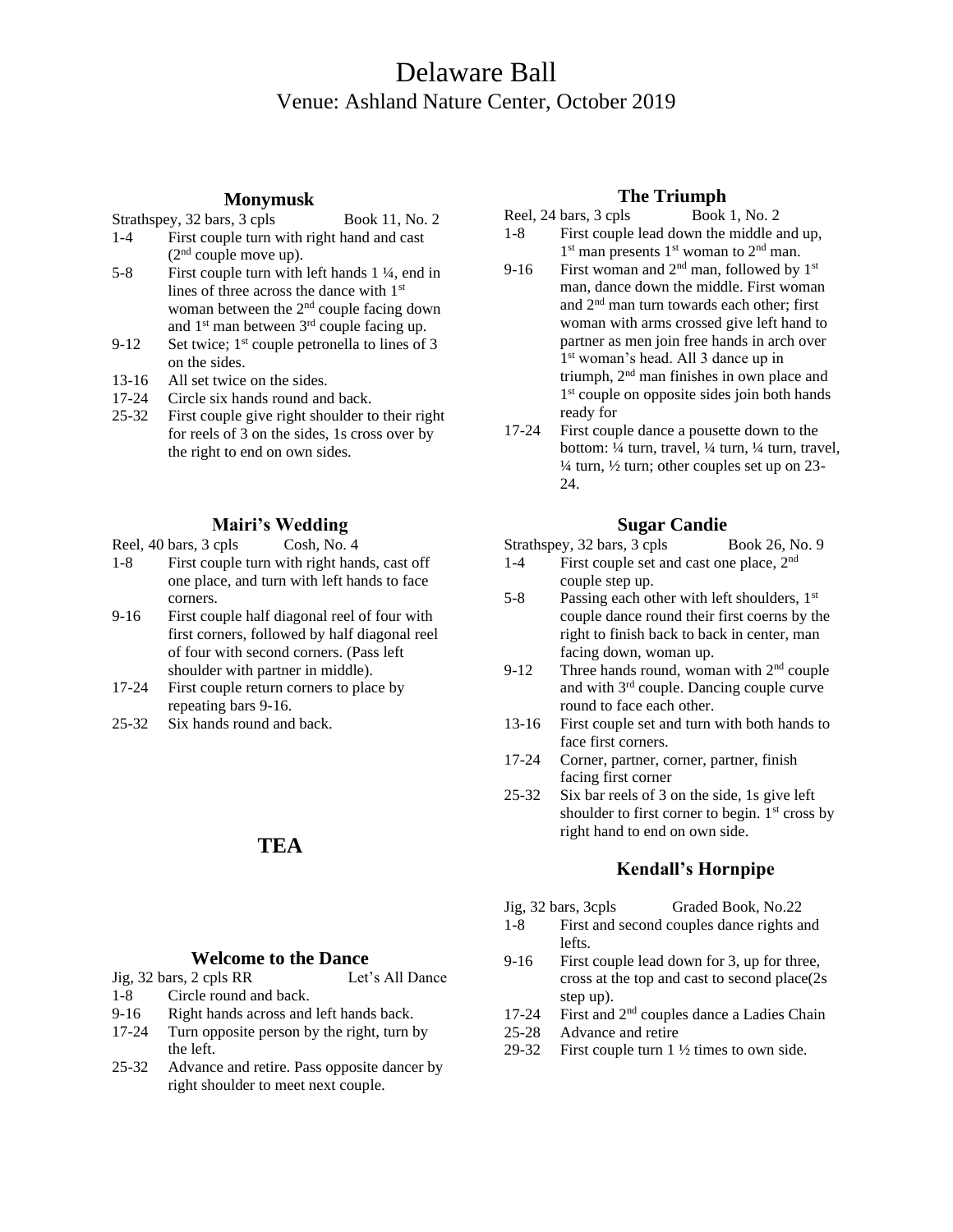# Delaware Ball

## Venue: Ashland Nature Center, October 2019

### Monymusk

Strathspey, 32 bars, 3 cpls Book 11, No. 2

- 1-4 First couple turn with right hand and cast (2nd couple move up).
- 5-8 First couple turn with left hands 1 ¼, end in lines of three across the dance with 1st woman between the 2nd couple facing down and 1st man between 3rd couple facing up.
- 9-12 Set twice; 1st couple petronella to lines of 3 on the sides.
- 13-16 All set twice on the sides.
- 17-24 Circle six hands round and back.
- 25-32 First couple give right shoulder to their right for reels of 3 on the sides, 1s cross over by the right to end on own sides.

### Mairi's Wedding

Reel, 40 bars, 3 cpls Cosh, No. 4

- 1-8 First couple turn with right hands, cast off one place, and turn with left hands to face corners.
- 9-16 First couple half diagonal reel of four with first corners, followed by half diagonal reel of four with second corners. (Pass left shoulder with partner in middle).
- 17-24 First couple return corners to place by repeating bars 9-16.
- 25-32 Six hands round and back.

## TEA

### Welcome to the Dance

Jig, 32 bars, 2 cpls RR Let's All Dance

- 1-8 Circle round and back.
- 9-16 Right hands across and left hands back.
- 17-24 Turn opposite person by the right, turn by the left.
- 25-32 Advance and retire. Pass opposite dancer by right shoulder to meet next couple.

### The Triumph

Reel, 24 bars, 3 cpls Book 1, No. 2

- 1-8 First couple lead down the middle and up, 1st man presents 1st woman to 2nd man.
- 9-16 First woman and 2nd man, followed by 1st man, dance down the middle. First woman and 2nd man turn towards each other; first woman with arms crossed give left hand to partner as men join free hands in arch over 1st woman's head. All 3 dance up in triumph, 2nd man finishes in own place and 1st couple on opposite sides join both hands ready for
- 17-24 First couple dance a pousette down to the bottom: ¼ turn, travel, ¼ turn, ¼ turn, travel, ¼ turn, ½ turn; other couples set up on 23-24.

### Sugar Candie

Strathspey, 32 bars, 3 cpls Book 26, No. 9

- 1-4 First couple set and cast one place, 2nd couple step up.
- 5-8 Passing each other with left shoulders, 1st couple dance round their first coerns by the right to finish back to back in center, man facing down, woman up.
- 9-12 Three hands round, woman with 2nd couple and with 3rd couple. Dancing couple curve round to face each other.
- 13-16 First couple set and turn with both hands to face first corners.
- 17-24 Corner, partner, corner, partner, finish facing first corner
- 25-32 Six bar reels of 3 on the side, 1s give left shoulder to first corner to begin. 1st cross by right hand to end on own side.

### Kendall's Hornpipe

Jig, 32 bars, 3cpls Graded Book, No.22

- 1-8 First and second couples dance rights and lefts.
- 9-16 First couple lead down for 3, up for three, cross at the top and cast to second place(2s step up).
- 17-24 First and 2nd couples dance a Ladies Chain
- 25-28 Advance and retire
- 29-32 First couple turn 1 ½ times to own side.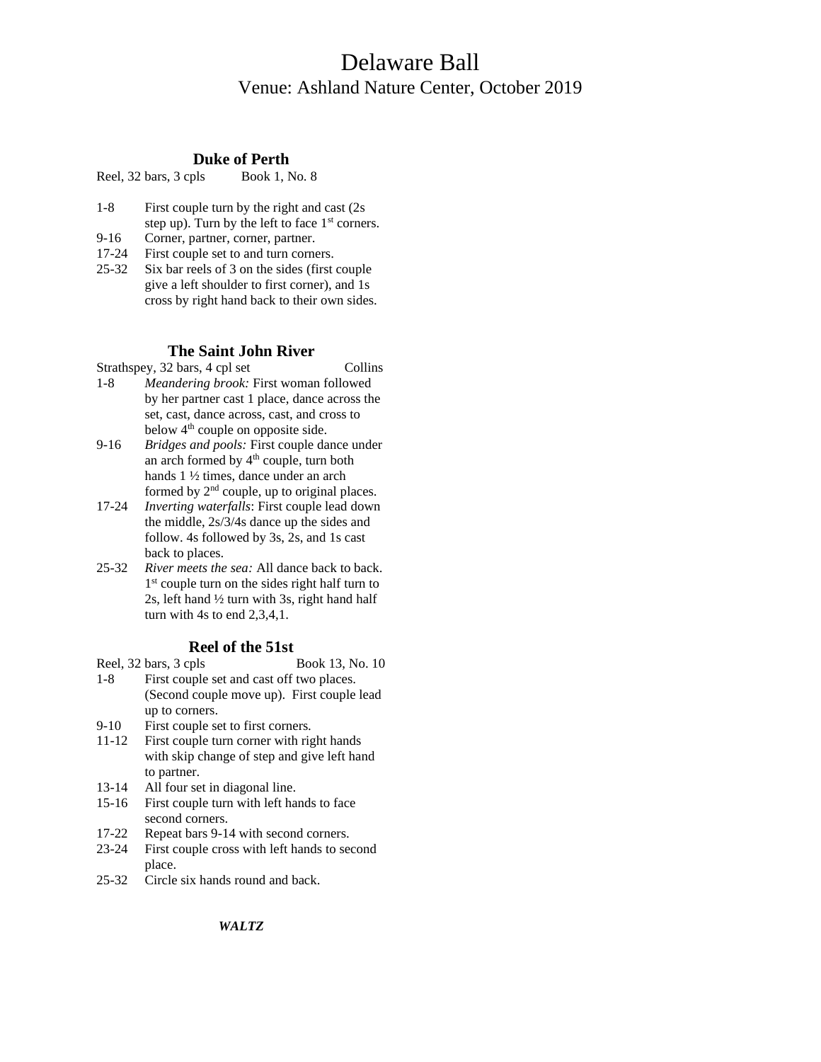# Delaware Ball

## Venue: Ashland Nature Center, October 2019

### Duke of Perth

Reel, 32 bars, 3 cpls Book 1, No. 8

| | |
|---|---|
| 1-8 | First couple turn by the right and cast (2s step up). Turn by the left to face 1st corners. |
| 9-16 | Corner, partner, corner, partner. |
| 17-24 | First couple set to and turn corners. |
| 25-32 | Six bar reels of 3 on the sides (first couple give a left shoulder to first corner), and 1s cross by right hand back to their own sides. |

### The Saint John River

Strathspey, 32 bars, 4 cpl set Collins

| | |
|---|---|
| 1-8 | *Meandering brook:* First woman followed by her partner cast 1 place, dance across the set, cast, dance across, cast, and cross to below 4th couple on opposite side. |
| 9-16 | *Bridges and pools:* First couple dance under an arch formed by 4th couple, turn both hands 1 ½ times, dance under an arch formed by 2nd couple, up to original places. |
| 17-24 | *Inverting waterfalls*: First couple lead down the middle, 2s/3/4s dance up the sides and follow. 4s followed by 3s, 2s, and 1s cast back to places. |
| 25-32 | *River meets the sea:* All dance back to back. 1st couple turn on the sides right half turn to 2s, left hand ½ turn with 3s, right hand half turn with 4s to end 2,3,4,1. |

### Reel of the 51st

Reel, 32 bars, 3 cpls Book 13, No. 10

| | |
|---|---|
| 1-8 | First couple set and cast off two places. (Second couple move up). First couple lead up to corners. |
| 9-10 | First couple set to first corners. |
| 11-12 | First couple turn corner with right hands with skip change of step and give left hand to partner. |
| 13-14 | All four set in diagonal line. |
| 15-16 | First couple turn with left hands to face second corners. |
| 17-22 | Repeat bars 9-14 with second corners. |
| 23-24 | First couple cross with left hands to second place. |
| 25-32 | Circle six hands round and back. |

***WALTZ***